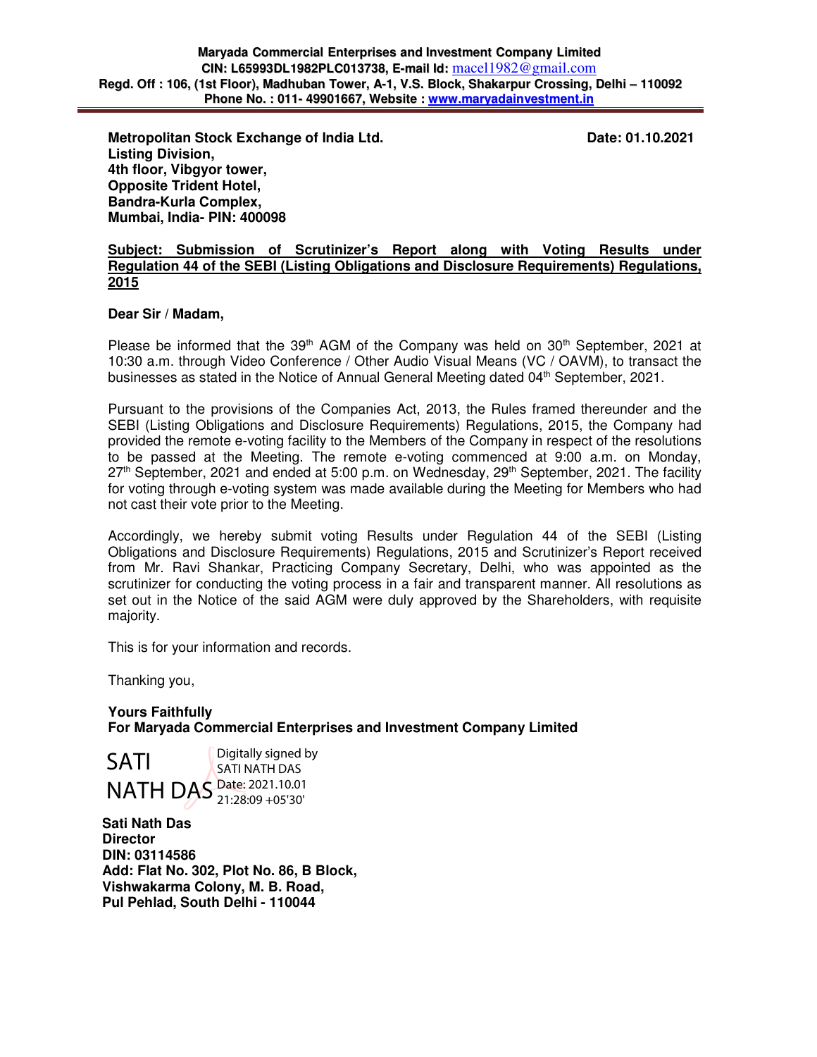**Maryada Commercial Enterprises and Investment Company Limited**
**CIN: L65993DL1982PLC013738, E-mail Id:** macel1982@gmail.com
**Regd. Off : 106, (1st Floor), Madhuban Tower, A-1, V.S. Block, Shakarpur Crossing, Delhi – 110092**
**Phone No. : 011- 49901667, Website : www.maryadainvestment.in**

---

**Metropolitan Stock Exchange of India Ltd.**
**Listing Division,**
**4th floor, Vibgyor tower,**
**Opposite Trident Hotel,**
**Bandra-Kurla Complex,**
**Mumbai, India- PIN: 400098**

**Date: 01.10.2021**

**Subject: Submission of Scrutinizer's Report along with Voting Results under Regulation 44 of the SEBI (Listing Obligations and Disclosure Requirements) Regulations, 2015**

**Dear Sir / Madam,**

Please be informed that the 39th AGM of the Company was held on 30th September, 2021 at 10:30 a.m. through Video Conference / Other Audio Visual Means (VC / OAVM), to transact the businesses as stated in the Notice of Annual General Meeting dated 04th September, 2021.

Pursuant to the provisions of the Companies Act, 2013, the Rules framed thereunder and the SEBI (Listing Obligations and Disclosure Requirements) Regulations, 2015, the Company had provided the remote e-voting facility to the Members of the Company in respect of the resolutions to be passed at the Meeting. The remote e-voting commenced at 9:00 a.m. on Monday, 27th September, 2021 and ended at 5:00 p.m. on Wednesday, 29th September, 2021. The facility for voting through e-voting system was made available during the Meeting for Members who had not cast their vote prior to the Meeting.

Accordingly, we hereby submit voting Results under Regulation 44 of the SEBI (Listing Obligations and Disclosure Requirements) Regulations, 2015 and Scrutinizer's Report received from Mr. Ravi Shankar, Practicing Company Secretary, Delhi, who was appointed as the scrutinizer for conducting the voting process in a fair and transparent manner. All resolutions as set out in the Notice of the said AGM were duly approved by the Shareholders, with requisite majority.

This is for your information and records.

Thanking you,

**Yours Faithfully**
**For Maryada Commercial Enterprises and Investment Company Limited**

SATI NATH DAS
Digitally signed by SATI NATH DAS
Date: 2021.10.01 21:28:09 +05'30'

**Sati Nath Das**
**Director**
**DIN: 03114586**
**Add: Flat No. 302, Plot No. 86, B Block,**
**Vishwakarma Colony, M. B. Road,**
**Pul Pehlad, South Delhi - 110044**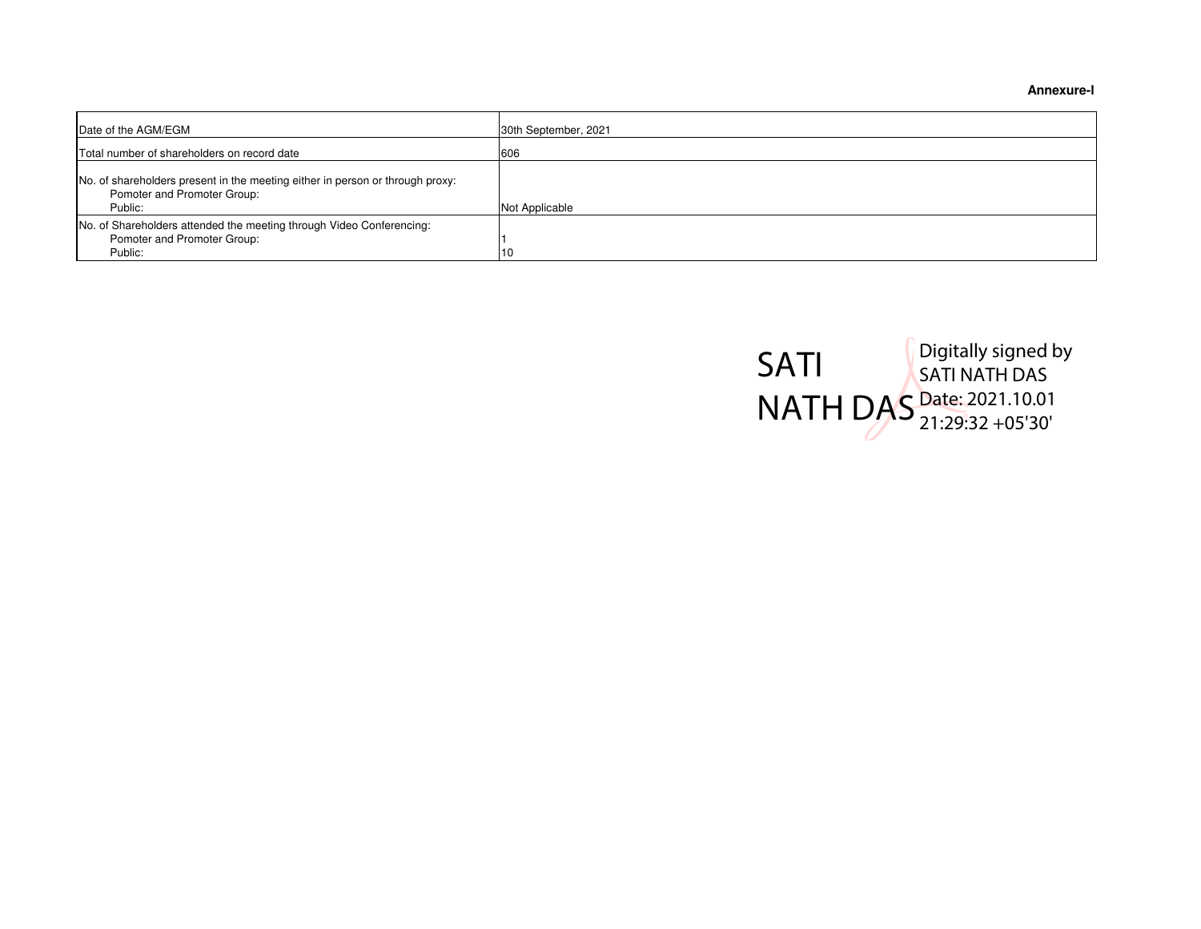**Annexure-I**

| Date of the AGM/EGM | 30th September, 2021 |
|---|---|
| Total number of shareholders on record date | 606 |
| No. of shareholders present in the meeting either in person or through proxy:<br>Pomoter and Promoter Group:<br>Public: | Not Applicable |
| No. of Shareholders attended the meeting through Video Conferencing:<br>Pomoter and Promoter Group:<br>Public: | 1<br>10 |

SATI NATH DAS

Digitally signed by SATI NATH DAS
Date: 2021.10.01 21:29:32 +05'30'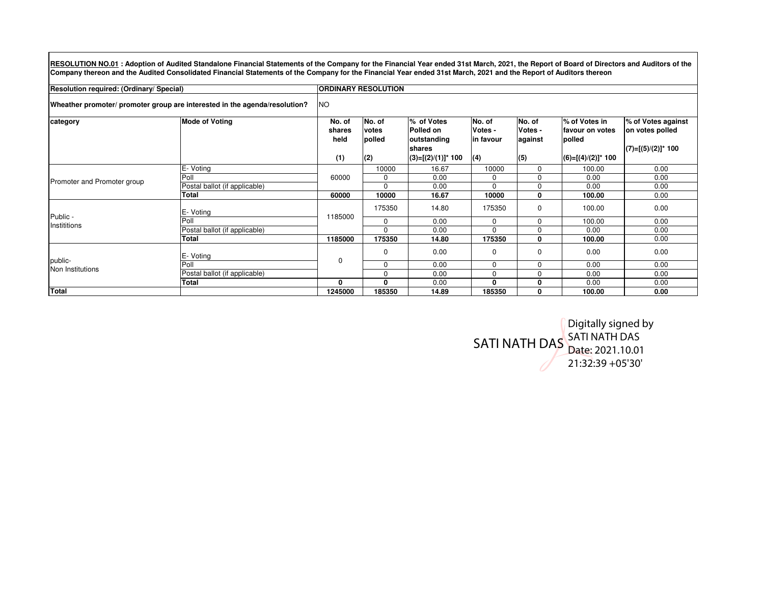**RESOLUTION NO.01 : Adoption of Audited Standalone Financial Statements of the Company for the Financial Year ended 31st March, 2021, the Report of Board of Directors and Auditors of the Company thereon and the Audited Consolidated Financial Statements of the Company for the Financial Year ended 31st March, 2021 and the Report of Auditors thereon**

| **Resolution required: (Ordinary/ Special)** | | **ORDINARY RESOLUTION** | | | | | | |
|---|---|---|---|---|---|---|---|---|
| **Wheather promoter/ promoter group are interested in the agenda/resolution?** | | NO | | | | | | |
| **category** | **Mode of Voting** | **No. of shares held (1)** | **No. of votes polled (2)** | **% of Votes Polled on outstanding shares (3)=[(2)/(1)]* 100** | **No. of Votes - in favour (4)** | **No. of Votes - against (5)** | **% of Votes in favour on votes polled (6)=[(4)/(2)]* 100** | **% of Votes against on votes polled (7)=[(5)/(2)]* 100** |
| Promoter and Promoter group | E- Voting | 60000 | 10000 | 16.67 | 10000 | 0 | 100.00 | 0.00 |
| | Poll | | 0 | 0.00 | 0 | 0 | 0.00 | 0.00 |
| | Postal ballot (if applicable) | | 0 | 0.00 | 0 | 0 | 0.00 | 0.00 |
| | **Total** | **60000** | **10000** | **16.67** | **10000** | **0** | **100.00** | 0.00 |
| Public - Institutions | E- Voting | 1185000 | 175350 | 14.80 | 175350 | 0 | 100.00 | 0.00 |
| | Poll | | 0 | 0.00 | 0 | 0 | 100.00 | 0.00 |
| | Postal ballot (if applicable) | | 0 | 0.00 | 0 | 0 | 0.00 | 0.00 |
| | **Total** | **1185000** | **175350** | **14.80** | **175350** | **0** | **100.00** | 0.00 |
| public- Non Institutions | E- Voting | 0 | 0 | 0.00 | 0 | 0 | 0.00 | 0.00 |
| | Poll | | 0 | 0.00 | 0 | 0 | 0.00 | 0.00 |
| | Postal ballot (if applicable) | | 0 | 0.00 | 0 | 0 | 0.00 | 0.00 |
| | **Total** | **0** | **0** | 0.00 | **0** | **0** | 0.00 | 0.00 |
| **Total** | | **1245000** | **185350** | **14.89** | **185350** | **0** | **100.00** | **0.00** |

SATI NATH DAS

Digitally signed by SATI NATH DAS
Date: 2021.10.01 21:32:39 +05'30'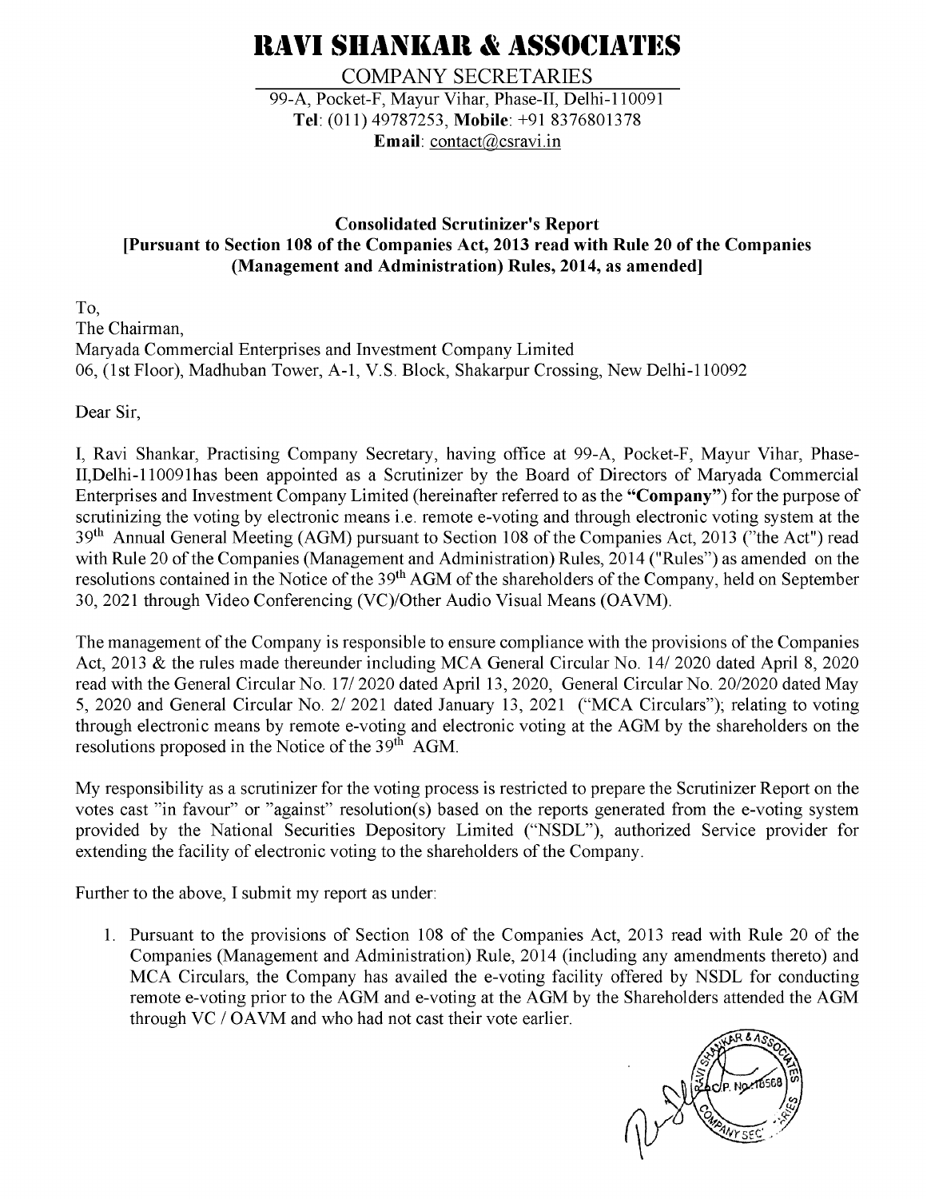# RAVI SHANKAR & ASSOCIATES

COMPANY SECRETARIES

99-A, Pocket-F, Mayur Vihar, Phase-II, Delhi-110091
**Tel**: (011) 49787253, **Mobile**: +91 8376801378
**Email**: contact@csravi.in

**Consolidated Scrutinizer's Report**
**[Pursuant to Section 108 of the Companies Act, 2013 read with Rule 20 of the Companies (Management and Administration) Rules, 2014, as amended]**

To,
The Chairman,
Maryada Commercial Enterprises and Investment Company Limited
06, (1st Floor), Madhuban Tower, A-1, V.S. Block, Shakarpur Crossing, New Delhi-110092

Dear Sir,

I, Ravi Shankar, Practising Company Secretary, having office at 99-A, Pocket-F, Mayur Vihar, Phase-II,Delhi-110091has been appointed as a Scrutinizer by the Board of Directors of Maryada Commercial Enterprises and Investment Company Limited (hereinafter referred to as the **"Company"**) for the purpose of scrutinizing the voting by electronic means i.e. remote e-voting and through electronic voting system at the 39th Annual General Meeting (AGM) pursuant to Section 108 of the Companies Act, 2013 ("the Act") read with Rule 20 of the Companies (Management and Administration) Rules, 2014 ("Rules") as amended on the resolutions contained in the Notice of the 39th AGM of the shareholders of the Company, held on September 30, 2021 through Video Conferencing (VC)/Other Audio Visual Means (OAVM).

The management of the Company is responsible to ensure compliance with the provisions of the Companies Act, 2013 & the rules made thereunder including MCA General Circular No. 14/ 2020 dated April 8, 2020 read with the General Circular No. 17/ 2020 dated April 13, 2020, General Circular No. 20/2020 dated May 5, 2020 and General Circular No. 2/ 2021 dated January 13, 2021 ("MCA Circulars"); relating to voting through electronic means by remote e-voting and electronic voting at the AGM by the shareholders on the resolutions proposed in the Notice of the 39th AGM.

My responsibility as a scrutinizer for the voting process is restricted to prepare the Scrutinizer Report on the votes cast "in favour" or "against" resolution(s) based on the reports generated from the e-voting system provided by the National Securities Depository Limited ("NSDL"), authorized Service provider for extending the facility of electronic voting to the shareholders of the Company.

Further to the above, I submit my report as under:

1. Pursuant to the provisions of Section 108 of the Companies Act, 2013 read with Rule 20 of the Companies (Management and Administration) Rule, 2014 (including any amendments thereto) and MCA Circulars, the Company has availed the e-voting facility offered by NSDL for conducting remote e-voting prior to the AGM and e-voting at the AGM by the Shareholders attended the AGM through VC / OAVM and who had not cast their vote earlier.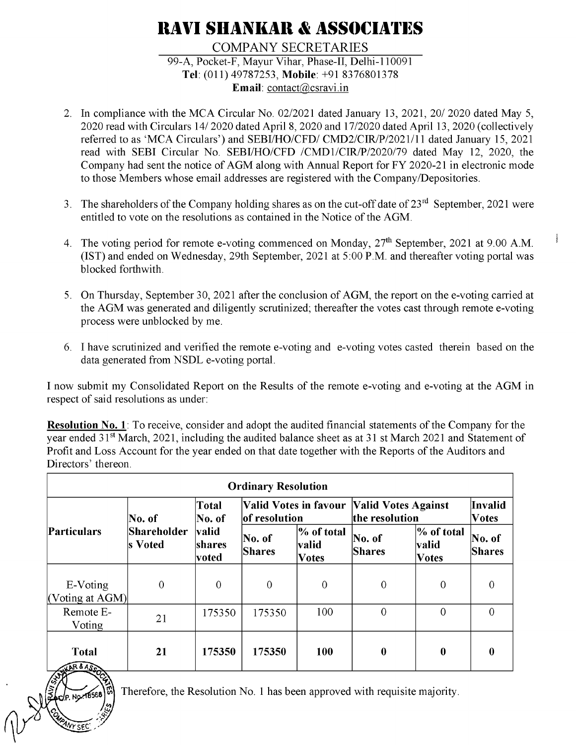# RAVI SHANKAR & ASSOCIATES

COMPANY SECRETARIES

99-A, Pocket-F, Mayur Vihar, Phase-II, Delhi-110091

**Tel**: (011) 49787253, **Mobile**: +91 8376801378

**Email**: contact@csravi.in

2. In compliance with the MCA Circular No. 02/2021 dated January 13, 2021, 20/ 2020 dated May 5, 2020 read with Circulars 14/ 2020 dated April 8, 2020 and 17/2020 dated April 13, 2020 (collectively referred to as 'MCA Circulars') and SEBI/HO/CFD/ CMD2/CIR/P/2021/11 dated January 15, 2021 read with SEBI Circular No. SEBI/HO/CFD /CMD1/CIR/P/2020/79 dated May 12, 2020, the Company had sent the notice of AGM along with Annual Report for FY 2020-21 in electronic mode to those Members whose email addresses are registered with the Company/Depositories.

3. The shareholders of the Company holding shares as on the cut-off date of 23rd September, 2021 were entitled to vote on the resolutions as contained in the Notice of the AGM.

4. The voting period for remote e-voting commenced on Monday, 27th September, 2021 at 9.00 A.M. (IST) and ended on Wednesday, 29th September, 2021 at 5:00 P.M. and thereafter voting portal was blocked forthwith.

5. On Thursday, September 30, 2021 after the conclusion of AGM, the report on the e-voting carried at the AGM was generated and diligently scrutinized; thereafter the votes cast through remote e-voting process were unblocked by me.

6. I have scrutinized and verified the remote e-voting and e-voting votes casted therein based on the data generated from NSDL e-voting portal.

I now submit my Consolidated Report on the Results of the remote e-voting and e-voting at the AGM in respect of said resolutions as under:

**Resolution No. 1**: To receive, consider and adopt the audited financial statements of the Company for the year ended 31st March, 2021, including the audited balance sheet as at 31 st March 2021 and Statement of Profit and Loss Account for the year ended on that date together with the Reports of the Auditors and Directors' thereon.

| **Ordinary Resolution** | | | | | | | |
|---|---|---|---|---|---|---|---|
| **Particulars** | **No. of Shareholders Voted** | **Total No. of valid shares voted** | **Valid Votes in favour of resolution** | | **Valid Votes Against the resolution** | | **Invalid Votes** |
| | | | **No. of Shares** | **% of total valid Votes** | **No. of Shares** | **% of total valid Votes** | **No. of Shares** |
| E-Voting (Voting at AGM) | 0 | 0 | 0 | 0 | 0 | 0 | 0 |
| Remote E-Voting | 21 | 175350 | 175350 | 100 | 0 | 0 | 0 |
| **Total** | **21** | **175350** | **175350** | **100** | **0** | **0** | **0** |

Therefore, the Resolution No. 1 has been approved with requisite majority.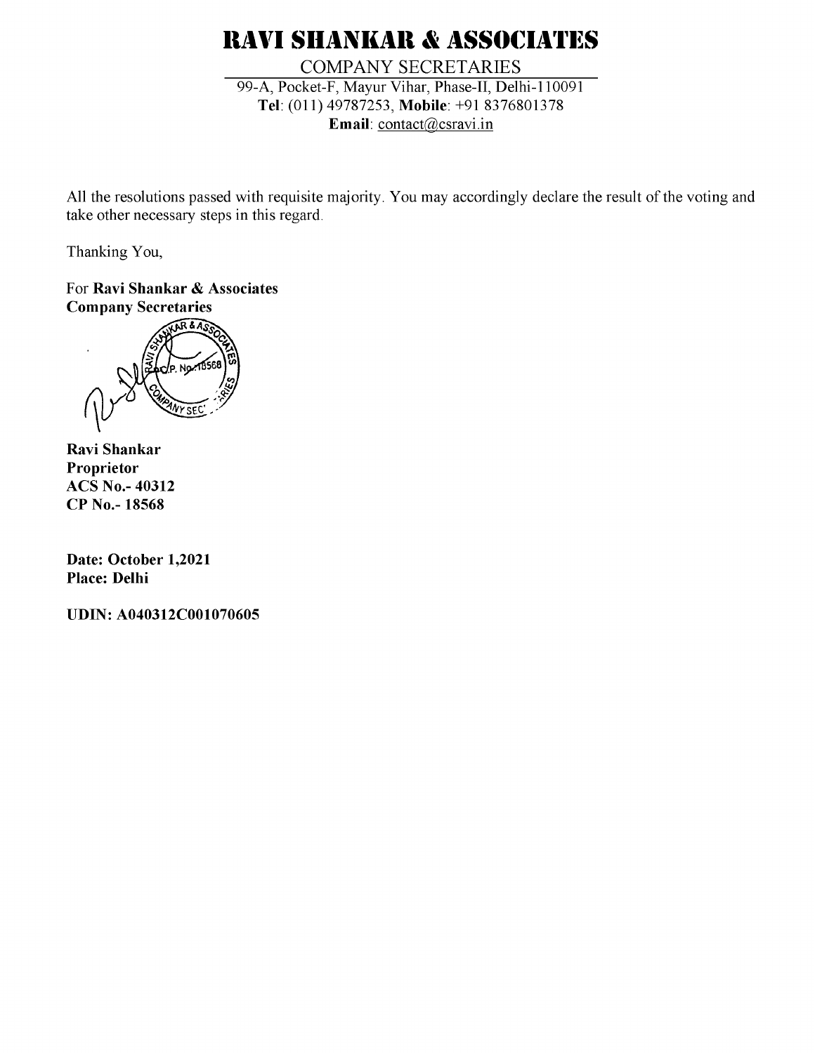# RAVI SHANKAR & ASSOCIATES

COMPANY SECRETARIES

99-A, Pocket-F, Mayur Vihar, Phase-II, Delhi-110091
**Tel**: (011) 49787253, **Mobile**: +91 8376801378
**Email**: contact@csravi.in

All the resolutions passed with requisite majority. You may accordingly declare the result of the voting and take other necessary steps in this regard.

Thanking You,

For **Ravi Shankar & Associates**
**Company Secretaries**

**Ravi Shankar**
**Proprietor**
**ACS No.- 40312**
**CP No.- 18568**

**Date: October 1,2021**
**Place: Delhi**

**UDIN: A040312C001070605**